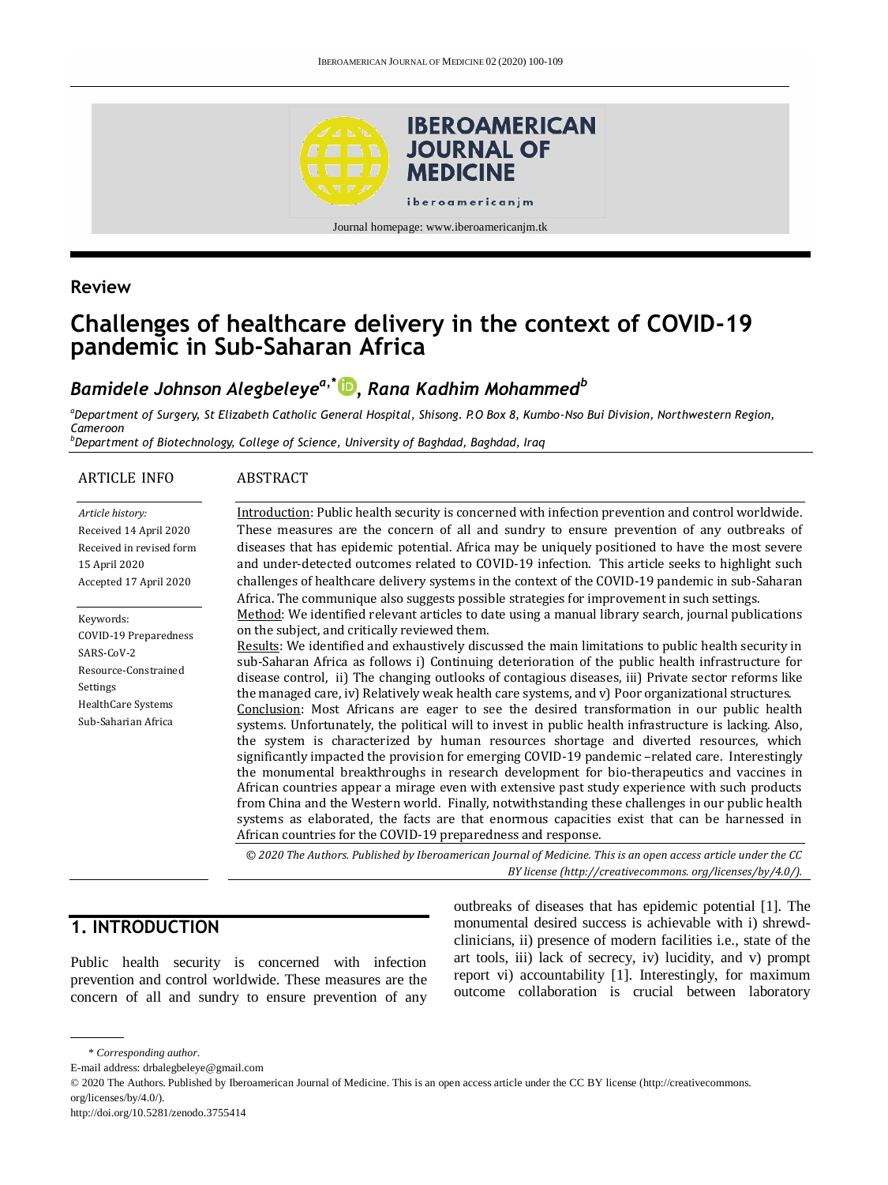## Review

# Challenges of healthcare delivery in the context of COVID-19 pandemic in Sub-Saharan Africa

***Bamidele Johnson Alegbeleye***[a,*], ***Rana Kadhim Mohammed***[b]

[a] *Department of Surgery, St Elizabeth Catholic General Hospital, Shisong. P.O Box 8, Kumbo-Nso Bui Division, Northwestern Region, Cameroon*

[b] *Department of Biotechnology, College of Science, University of Baghdad, Baghdad, Iraq*

### ARTICLE INFO

*Article history:*
Received 14 April 2020
Received in revised form 15 April 2020
Accepted 17 April 2020

Keywords:
COVID-19 Preparedness
SARS-CoV-2
Resource-Constrained Settings
HealthCare Systems
Sub-Saharian Africa

### ABSTRACT

Introduction: Public health security is concerned with infection prevention and control worldwide. These measures are the concern of all and sundry to ensure prevention of any outbreaks of diseases that has epidemic potential. Africa may be uniquely positioned to have the most severe and under-detected outcomes related to COVID-19 infection. This article seeks to highlight such challenges of healthcare delivery systems in the context of the COVID-19 pandemic in sub-Saharan Africa. The communique also suggests possible strategies for improvement in such settings.

Method: We identified relevant articles to date using a manual library search, journal publications on the subject, and critically reviewed them.

Results: We identified and exhaustively discussed the main limitations to public health security in sub-Saharan Africa as follows i) Continuing deterioration of the public health infrastructure for disease control, ii) The changing outlooks of contagious diseases, iii) Private sector reforms like the managed care, iv) Relatively weak health care systems, and v) Poor organizational structures.

Conclusion: Most Africans are eager to see the desired transformation in our public health systems. Unfortunately, the political will to invest in public health infrastructure is lacking. Also, the system is characterized by human resources shortage and diverted resources, which significantly impacted the provision for emerging COVID-19 pandemic –related care. Interestingly the monumental breakthroughs in research development for bio-therapeutics and vaccines in African countries appear a mirage even with extensive past study experience with such products from China and the Western world. Finally, notwithstanding these challenges in our public health systems as elaborated, the facts are that enormous capacities exist that can be harnessed in African countries for the COVID-19 preparedness and response.

*© 2020 The Authors. Published by Iberoamerican Journal of Medicine. This is an open access article under the CC BY license (http://creativecommons. org/licenses/by/4.0/).*

## 1. INTRODUCTION

Public health security is concerned with infection prevention and control worldwide. These measures are the concern of all and sundry to ensure prevention of any outbreaks of diseases that has epidemic potential [1]. The monumental desired success is achievable with i) shrewd-clinicians, ii) presence of modern facilities i.e., state of the art tools, iii) lack of secrecy, iv) lucidity, and v) prompt report vi) accountability [1]. Interestingly, for maximum outcome collaboration is crucial between laboratory

\* *Corresponding author.*
E-mail address: drbalegbeleye@gmail.com
© 2020 The Authors. Published by Iberoamerican Journal of Medicine. This is an open access article under the CC BY license (http://creativecommons. org/licenses/by/4.0/).
http://doi.org/10.5281/zenodo.3755414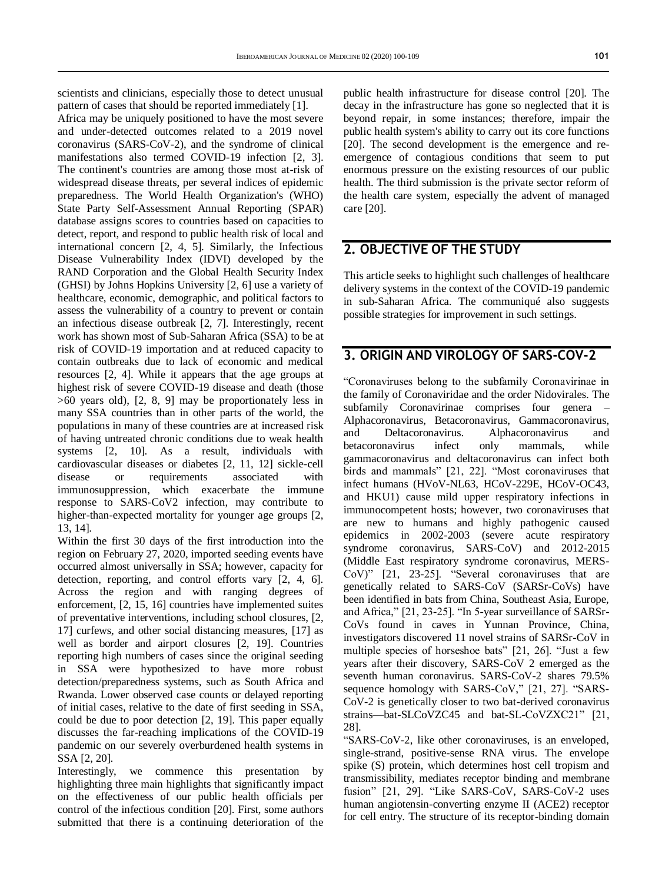scientists and clinicians, especially those to detect unusual pattern of cases that should be reported immediately [1].

Africa may be uniquely positioned to have the most severe and under-detected outcomes related to a 2019 novel coronavirus (SARS-CoV-2), and the syndrome of clinical manifestations also termed COVID-19 infection [2, 3]. The continent's countries are among those most at-risk of widespread disease threats, per several indices of epidemic preparedness. The World Health Organization's (WHO) State Party Self-Assessment Annual Reporting (SPAR) database assigns scores to countries based on capacities to detect, report, and respond to public health risk of local and international concern [2, 4, 5]. Similarly, the Infectious Disease Vulnerability Index (IDVI) developed by the RAND Corporation and the Global Health Security Index (GHSI) by Johns Hopkins University [2, 6] use a variety of healthcare, economic, demographic, and political factors to assess the vulnerability of a country to prevent or contain an infectious disease outbreak [2, 7]. Interestingly, recent work has shown most of Sub-Saharan Africa (SSA) to be at risk of COVID-19 importation and at reduced capacity to contain outbreaks due to lack of economic and medical resources [2, 4]. While it appears that the age groups at highest risk of severe COVID-19 disease and death (those >60 years old), [2, 8, 9] may be proportionately less in many SSA countries than in other parts of the world, the populations in many of these countries are at increased risk of having untreated chronic conditions due to weak health systems [2, 10]. As a result, individuals with cardiovascular diseases or diabetes [2, 11, 12] sickle-cell disease or requirements associated with immunosuppression, which exacerbate the immune response to SARS-CoV2 infection, may contribute to higher-than-expected mortality for younger age groups [2, 13, 14].

Within the first 30 days of the first introduction into the region on February 27, 2020, imported seeding events have occurred almost universally in SSA; however, capacity for detection, reporting, and control efforts vary [2, 4, 6]. Across the region and with ranging degrees of enforcement, [2, 15, 16] countries have implemented suites of preventative interventions, including school closures, [2, 17] curfews, and other social distancing measures, [17] as well as border and airport closures [2, 19]. Countries reporting high numbers of cases since the original seeding in SSA were hypothesized to have more robust detection/preparedness systems, such as South Africa and Rwanda. Lower observed case counts or delayed reporting of initial cases, relative to the date of first seeding in SSA, could be due to poor detection [2, 19]. This paper equally discusses the far-reaching implications of the COVID-19 pandemic on our severely overburdened health systems in SSA [2, 20].

Interestingly, we commence this presentation by highlighting three main highlights that significantly impact on the effectiveness of our public health officials per control of the infectious condition [20]. First, some authors submitted that there is a continuing deterioration of the public health infrastructure for disease control [20]. The decay in the infrastructure has gone so neglected that it is beyond repair, in some instances; therefore, impair the public health system's ability to carry out its core functions [20]. The second development is the emergence and re-emergence of contagious conditions that seem to put enormous pressure on the existing resources of our public health. The third submission is the private sector reform of the health care system, especially the advent of managed care [20].

## 2. OBJECTIVE OF THE STUDY

This article seeks to highlight such challenges of healthcare delivery systems in the context of the COVID-19 pandemic in sub-Saharan Africa. The communiqué also suggests possible strategies for improvement in such settings.

## 3. ORIGIN AND VIROLOGY OF SARS-COV-2

"Coronaviruses belong to the subfamily Coronavirinae in the family of Coronaviridae and the order Nidovirales. The subfamily Coronavirinae comprises four genera – Alphacoronavirus, Betacoronavirus, Gammacoronavirus, and Deltacoronavirus. Alphacoronavirus and betacoronavirus infect only mammals, while gammacoronavirus and deltacoronavirus can infect both birds and mammals" [21, 22]. "Most coronaviruses that infect humans (HVoV-NL63, HCoV-229E, HCoV-OC43, and HKU1) cause mild upper respiratory infections in immunocompetent hosts; however, two coronaviruses that are new to humans and highly pathogenic caused epidemics in 2002-2003 (severe acute respiratory syndrome coronavirus, SARS-CoV) and 2012-2015 (Middle East respiratory syndrome coronavirus, MERS-CoV)" [21, 23-25]. "Several coronaviruses that are genetically related to SARS-CoV (SARSr-CoVs) have been identified in bats from China, Southeast Asia, Europe, and Africa," [21, 23-25]. "In 5-year surveillance of SARSr-CoVs found in caves in Yunnan Province, China, investigators discovered 11 novel strains of SARSr-CoV in multiple species of horseshoe bats" [21, 26]. "Just a few years after their discovery, SARS-CoV 2 emerged as the seventh human coronavirus. SARS-CoV-2 shares 79.5% sequence homology with SARS-CoV," [21, 27]. "SARS-CoV-2 is genetically closer to two bat-derived coronavirus strains—bat-SLCoVZC45 and bat-SL-CoVZXC21" [21, 28].

"SARS-CoV-2, like other coronaviruses, is an enveloped, single-strand, positive-sense RNA virus. The envelope spike (S) protein, which determines host cell tropism and transmissibility, mediates receptor binding and membrane fusion" [21, 29]. "Like SARS-CoV, SARS-CoV-2 uses human angiotensin-converting enzyme II (ACE2) receptor for cell entry. The structure of its receptor-binding domain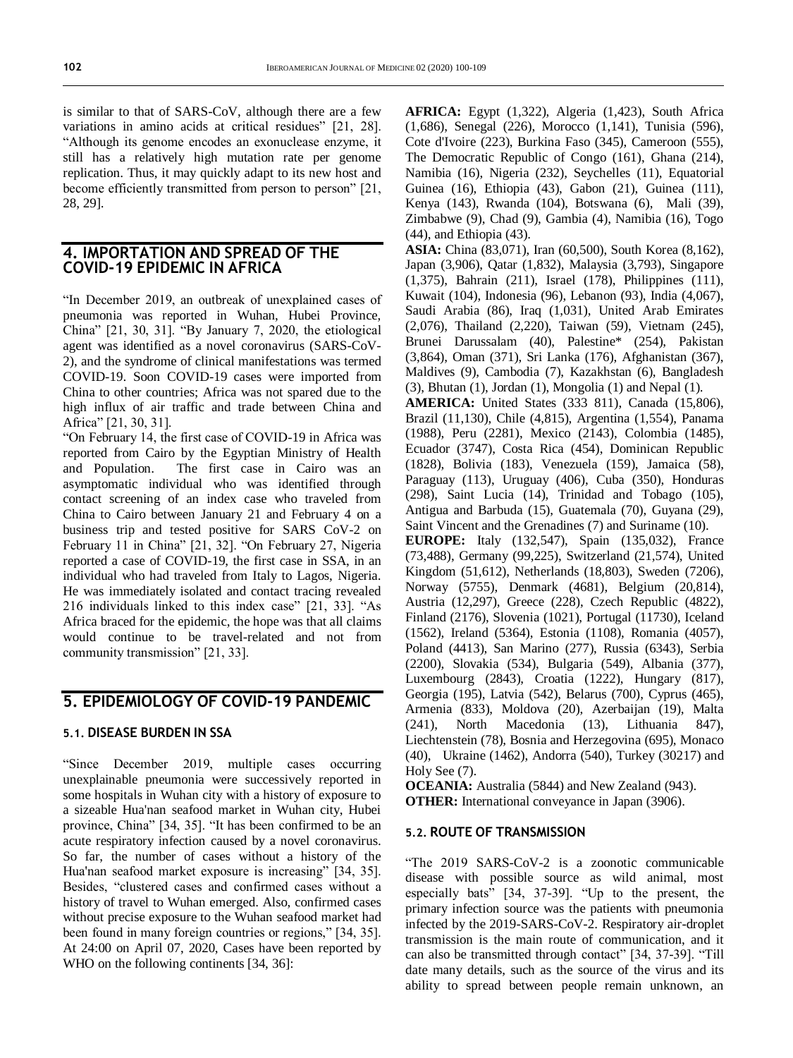is similar to that of SARS-CoV, although there are a few variations in amino acids at critical residues" [21, 28]. "Although its genome encodes an exonuclease enzyme, it still has a relatively high mutation rate per genome replication. Thus, it may quickly adapt to its new host and become efficiently transmitted from person to person" [21, 28, 29].

## 4. IMPORTATION AND SPREAD OF THE COVID-19 EPIDEMIC IN AFRICA

"In December 2019, an outbreak of unexplained cases of pneumonia was reported in Wuhan, Hubei Province, China" [21, 30, 31]. "By January 7, 2020, the etiological agent was identified as a novel coronavirus (SARS-CoV-2), and the syndrome of clinical manifestations was termed COVID-19. Soon COVID-19 cases were imported from China to other countries; Africa was not spared due to the high influx of air traffic and trade between China and Africa" [21, 30, 31].

"On February 14, the first case of COVID-19 in Africa was reported from Cairo by the Egyptian Ministry of Health and Population. The first case in Cairo was an asymptomatic individual who was identified through contact screening of an index case who traveled from China to Cairo between January 21 and February 4 on a business trip and tested positive for SARS CoV-2 on February 11 in China" [21, 32]. "On February 27, Nigeria reported a case of COVID-19, the first case in SSA, in an individual who had traveled from Italy to Lagos, Nigeria. He was immediately isolated and contact tracing revealed 216 individuals linked to this index case" [21, 33]. "As Africa braced for the epidemic, the hope was that all claims would continue to be travel-related and not from community transmission" [21, 33].

## 5. EPIDEMIOLOGY OF COVID-19 PANDEMIC

### 5.1. DISEASE BURDEN IN SSA

"Since December 2019, multiple cases occurring unexplainable pneumonia were successively reported in some hospitals in Wuhan city with a history of exposure to a sizeable Hua'nan seafood market in Wuhan city, Hubei province, China" [34, 35]. "It has been confirmed to be an acute respiratory infection caused by a novel coronavirus. So far, the number of cases without a history of the Hua'nan seafood market exposure is increasing" [34, 35]. Besides, "clustered cases and confirmed cases without a history of travel to Wuhan emerged. Also, confirmed cases without precise exposure to the Wuhan seafood market had been found in many foreign countries or regions," [34, 35]. At 24:00 on April 07, 2020, Cases have been reported by WHO on the following continents [34, 36]:

**AFRICA:** Egypt (1,322), Algeria (1,423), South Africa (1,686), Senegal (226), Morocco (1,141), Tunisia (596), Cote d'Ivoire (223), Burkina Faso (345), Cameroon (555), The Democratic Republic of Congo (161), Ghana (214), Namibia (16), Nigeria (232), Seychelles (11), Equatorial Guinea (16), Ethiopia (43), Gabon (21), Guinea (111), Kenya (143), Rwanda (104), Botswana (6), Mali (39), Zimbabwe (9), Chad (9), Gambia (4), Namibia (16), Togo (44), and Ethiopia (43).

**ASIA:** China (83,071), Iran (60,500), South Korea (8,162), Japan (3,906), Qatar (1,832), Malaysia (3,793), Singapore (1,375), Bahrain (211), Israel (178), Philippines (111), Kuwait (104), Indonesia (96), Lebanon (93), India (4,067), Saudi Arabia (86), Iraq (1,031), United Arab Emirates (2,076), Thailand (2,220), Taiwan (59), Vietnam (245), Brunei Darussalam (40), Palestine* (254), Pakistan (3,864), Oman (371), Sri Lanka (176), Afghanistan (367), Maldives (9), Cambodia (7), Kazakhstan (6), Bangladesh (3), Bhutan (1), Jordan (1), Mongolia (1) and Nepal (1).

**AMERICA:** United States (333 811), Canada (15,806), Brazil (11,130), Chile (4,815), Argentina (1,554), Panama (1988), Peru (2281), Mexico (2143), Colombia (1485), Ecuador (3747), Costa Rica (454), Dominican Republic (1828), Bolivia (183), Venezuela (159), Jamaica (58), Paraguay (113), Uruguay (406), Cuba (350), Honduras (298), Saint Lucia (14), Trinidad and Tobago (105), Antigua and Barbuda (15), Guatemala (70), Guyana (29), Saint Vincent and the Grenadines (7) and Suriname (10).

**EUROPE:** Italy (132,547), Spain (135,032), France (73,488), Germany (99,225), Switzerland (21,574), United Kingdom (51,612), Netherlands (18,803), Sweden (7206), Norway (5755), Denmark (4681), Belgium (20,814), Austria (12,297), Greece (228), Czech Republic (4822), Finland (2176), Slovenia (1021), Portugal (11730), Iceland (1562), Ireland (5364), Estonia (1108), Romania (4057), Poland (4413), San Marino (277), Russia (6343), Serbia (2200), Slovakia (534), Bulgaria (549), Albania (377), Luxembourg (2843), Croatia (1222), Hungary (817), Georgia (195), Latvia (542), Belarus (700), Cyprus (465), Armenia (833), Moldova (20), Azerbaijan (19), Malta (241), North Macedonia (13), Lithuania 847), Liechtenstein (78), Bosnia and Herzegovina (695), Monaco (40), Ukraine (1462), Andorra (540), Turkey (30217) and Holy See (7).

**OCEANIA:** Australia (5844) and New Zealand (943).

**OTHER:** International conveyance in Japan (3906).

### 5.2. ROUTE OF TRANSMISSION

"The 2019 SARS-CoV-2 is a zoonotic communicable disease with possible source as wild animal, most especially bats" [34, 37-39]. "Up to the present, the primary infection source was the patients with pneumonia infected by the 2019-SARS-CoV-2. Respiratory air-droplet transmission is the main route of communication, and it can also be transmitted through contact" [34, 37-39]. "Till date many details, such as the source of the virus and its ability to spread between people remain unknown, an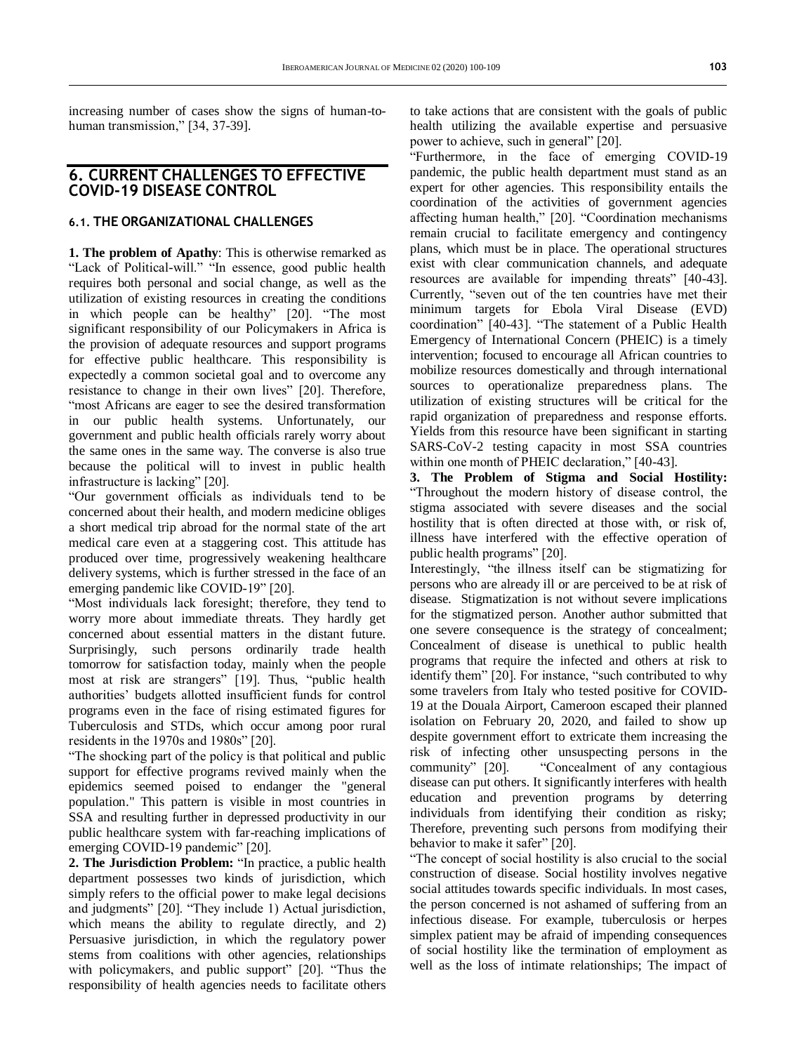increasing number of cases show the signs of human-to-human transmission," [34, 37-39].

## 6. CURRENT CHALLENGES TO EFFECTIVE COVID-19 DISEASE CONTROL

### 6.1. THE ORGANIZATIONAL CHALLENGES

**1. The problem of Apathy**: This is otherwise remarked as "Lack of Political-will." "In essence, good public health requires both personal and social change, as well as the utilization of existing resources in creating the conditions in which people can be healthy" [20]. "The most significant responsibility of our Policymakers in Africa is the provision of adequate resources and support programs for effective public healthcare. This responsibility is expectedly a common societal goal and to overcome any resistance to change in their own lives" [20]. Therefore, "most Africans are eager to see the desired transformation in our public health systems. Unfortunately, our government and public health officials rarely worry about the same ones in the same way. The converse is also true because the political will to invest in public health infrastructure is lacking" [20].

"Our government officials as individuals tend to be concerned about their health, and modern medicine obliges a short medical trip abroad for the normal state of the art medical care even at a staggering cost. This attitude has produced over time, progressively weakening healthcare delivery systems, which is further stressed in the face of an emerging pandemic like COVID-19" [20].

"Most individuals lack foresight; therefore, they tend to worry more about immediate threats. They hardly get concerned about essential matters in the distant future. Surprisingly, such persons ordinarily trade health tomorrow for satisfaction today, mainly when the people most at risk are strangers" [19]. Thus, "public health authorities' budgets allotted insufficient funds for control programs even in the face of rising estimated figures for Tuberculosis and STDs, which occur among poor rural residents in the 1970s and 1980s" [20].

"The shocking part of the policy is that political and public support for effective programs revived mainly when the epidemics seemed poised to endanger the "general population." This pattern is visible in most countries in SSA and resulting further in depressed productivity in our public healthcare system with far-reaching implications of emerging COVID-19 pandemic" [20].

**2. The Jurisdiction Problem:** "In practice, a public health department possesses two kinds of jurisdiction, which simply refers to the official power to make legal decisions and judgments" [20]. "They include 1) Actual jurisdiction, which means the ability to regulate directly, and 2) Persuasive jurisdiction, in which the regulatory power stems from coalitions with other agencies, relationships with policymakers, and public support" [20]. "Thus the responsibility of health agencies needs to facilitate others to take actions that are consistent with the goals of public health utilizing the available expertise and persuasive power to achieve, such in general" [20].

"Furthermore, in the face of emerging COVID-19 pandemic, the public health department must stand as an expert for other agencies. This responsibility entails the coordination of the activities of government agencies affecting human health," [20]. "Coordination mechanisms remain crucial to facilitate emergency and contingency plans, which must be in place. The operational structures exist with clear communication channels, and adequate resources are available for impending threats" [40-43]. Currently, "seven out of the ten countries have met their minimum targets for Ebola Viral Disease (EVD) coordination" [40-43]. "The statement of a Public Health Emergency of International Concern (PHEIC) is a timely intervention; focused to encourage all African countries to mobilize resources domestically and through international sources to operationalize preparedness plans. The utilization of existing structures will be critical for the rapid organization of preparedness and response efforts. Yields from this resource have been significant in starting SARS-CoV-2 testing capacity in most SSA countries within one month of PHEIC declaration," [40-43].

**3. The Problem of Stigma and Social Hostility:** "Throughout the modern history of disease control, the stigma associated with severe diseases and the social hostility that is often directed at those with, or risk of, illness have interfered with the effective operation of public health programs" [20].

Interestingly, "the illness itself can be stigmatizing for persons who are already ill or are perceived to be at risk of disease. Stigmatization is not without severe implications for the stigmatized person. Another author submitted that one severe consequence is the strategy of concealment; Concealment of disease is unethical to public health programs that require the infected and others at risk to identify them" [20]. For instance, "such contributed to why some travelers from Italy who tested positive for COVID-19 at the Douala Airport, Cameroon escaped their planned isolation on February 20, 2020, and failed to show up despite government effort to extricate them increasing the risk of infecting other unsuspecting persons in the community" [20]. "Concealment of any contagious disease can put others. It significantly interferes with health education and prevention programs by deterring individuals from identifying their condition as risky; Therefore, preventing such persons from modifying their behavior to make it safer" [20].

"The concept of social hostility is also crucial to the social construction of disease. Social hostility involves negative social attitudes towards specific individuals. In most cases, the person concerned is not ashamed of suffering from an infectious disease. For example, tuberculosis or herpes simplex patient may be afraid of impending consequences of social hostility like the termination of employment as well as the loss of intimate relationships; The impact of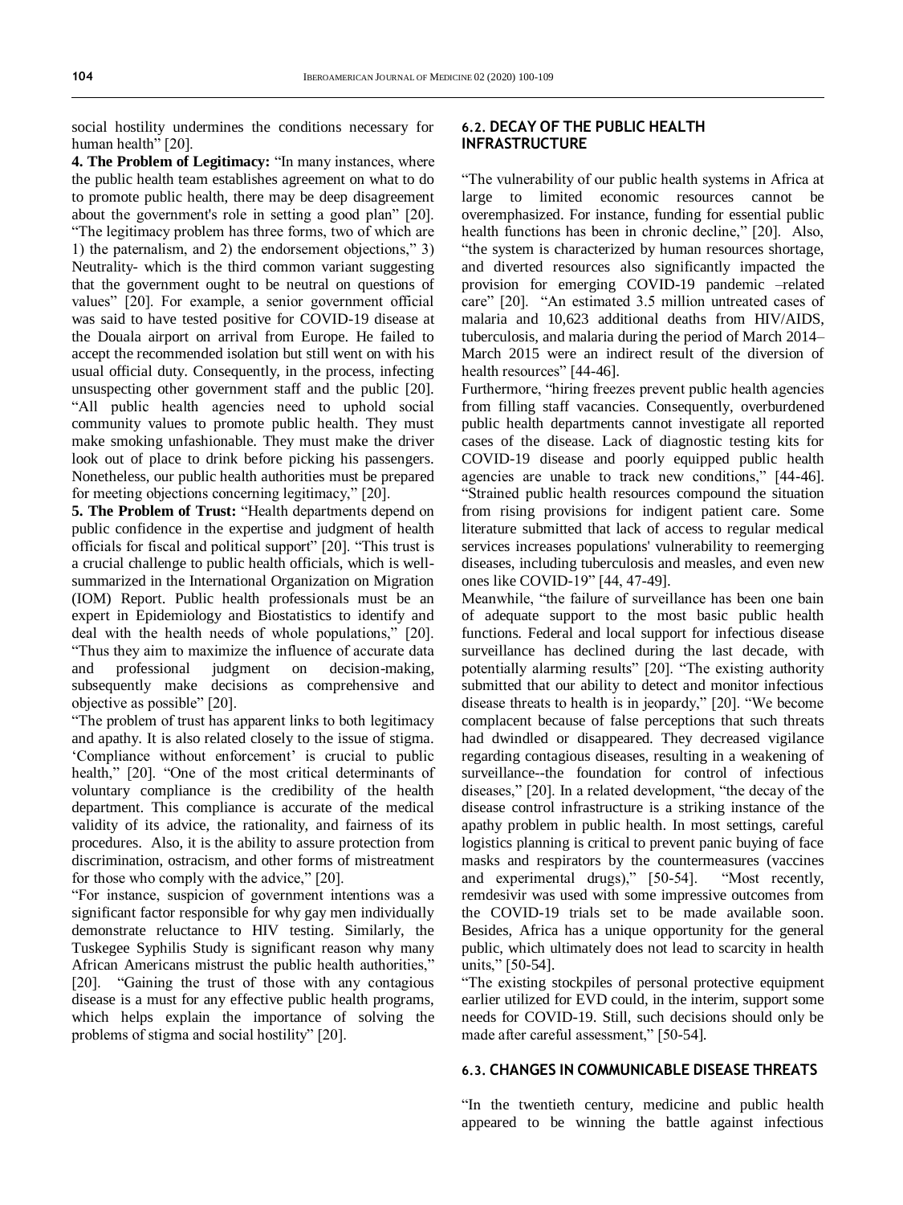social hostility undermines the conditions necessary for human health" [20].

**4. The Problem of Legitimacy:** "In many instances, where the public health team establishes agreement on what to do to promote public health, there may be deep disagreement about the government's role in setting a good plan" [20]. "The legitimacy problem has three forms, two of which are 1) the paternalism, and 2) the endorsement objections," 3) Neutrality- which is the third common variant suggesting that the government ought to be neutral on questions of values" [20]. For example, a senior government official was said to have tested positive for COVID-19 disease at the Douala airport on arrival from Europe. He failed to accept the recommended isolation but still went on with his usual official duty. Consequently, in the process, infecting unsuspecting other government staff and the public [20]. "All public health agencies need to uphold social community values to promote public health. They must make smoking unfashionable. They must make the driver look out of place to drink before picking his passengers. Nonetheless, our public health authorities must be prepared for meeting objections concerning legitimacy," [20].

**5. The Problem of Trust:** "Health departments depend on public confidence in the expertise and judgment of health officials for fiscal and political support" [20]. "This trust is a crucial challenge to public health officials, which is well-summarized in the International Organization on Migration (IOM) Report. Public health professionals must be an expert in Epidemiology and Biostatistics to identify and deal with the health needs of whole populations," [20]. "Thus they aim to maximize the influence of accurate data and professional judgment on decision-making, subsequently make decisions as comprehensive and objective as possible" [20].

"The problem of trust has apparent links to both legitimacy and apathy. It is also related closely to the issue of stigma. 'Compliance without enforcement' is crucial to public health," [20]. "One of the most critical determinants of voluntary compliance is the credibility of the health department. This compliance is accurate of the medical validity of its advice, the rationality, and fairness of its procedures. Also, it is the ability to assure protection from discrimination, ostracism, and other forms of mistreatment for those who comply with the advice," [20].

"For instance, suspicion of government intentions was a significant factor responsible for why gay men individually demonstrate reluctance to HIV testing. Similarly, the Tuskegee Syphilis Study is significant reason why many African Americans mistrust the public health authorities," [20]. "Gaining the trust of those with any contagious disease is a must for any effective public health programs, which helps explain the importance of solving the problems of stigma and social hostility" [20].

### 6.2. DECAY OF THE PUBLIC HEALTH INFRASTRUCTURE

"The vulnerability of our public health systems in Africa at large to limited economic resources cannot be overemphasized. For instance, funding for essential public health functions has been in chronic decline," [20]. Also, "the system is characterized by human resources shortage, and diverted resources also significantly impacted the provision for emerging COVID-19 pandemic –related care" [20]. "An estimated 3.5 million untreated cases of malaria and 10,623 additional deaths from HIV/AIDS, tuberculosis, and malaria during the period of March 2014–March 2015 were an indirect result of the diversion of health resources" [44-46].

Furthermore, "hiring freezes prevent public health agencies from filling staff vacancies. Consequently, overburdened public health departments cannot investigate all reported cases of the disease. Lack of diagnostic testing kits for COVID-19 disease and poorly equipped public health agencies are unable to track new conditions," [44-46]. "Strained public health resources compound the situation from rising provisions for indigent patient care. Some literature submitted that lack of access to regular medical services increases populations' vulnerability to reemerging diseases, including tuberculosis and measles, and even new ones like COVID-19" [44, 47-49].

Meanwhile, "the failure of surveillance has been one bain of adequate support to the most basic public health functions. Federal and local support for infectious disease surveillance has declined during the last decade, with potentially alarming results" [20]. "The existing authority submitted that our ability to detect and monitor infectious disease threats to health is in jeopardy," [20]. "We become complacent because of false perceptions that such threats had dwindled or disappeared. They decreased vigilance regarding contagious diseases, resulting in a weakening of surveillance--the foundation for control of infectious diseases," [20]. In a related development, "the decay of the disease control infrastructure is a striking instance of the apathy problem in public health. In most settings, careful logistics planning is critical to prevent panic buying of face masks and respirators by the countermeasures (vaccines and experimental drugs)," [50-54]. "Most recently, remdesivir was used with some impressive outcomes from the COVID-19 trials set to be made available soon. Besides, Africa has a unique opportunity for the general public, which ultimately does not lead to scarcity in health units," [50-54].

"The existing stockpiles of personal protective equipment earlier utilized for EVD could, in the interim, support some needs for COVID-19. Still, such decisions should only be made after careful assessment," [50-54].

### 6.3. CHANGES IN COMMUNICABLE DISEASE THREATS

"In the twentieth century, medicine and public health appeared to be winning the battle against infectious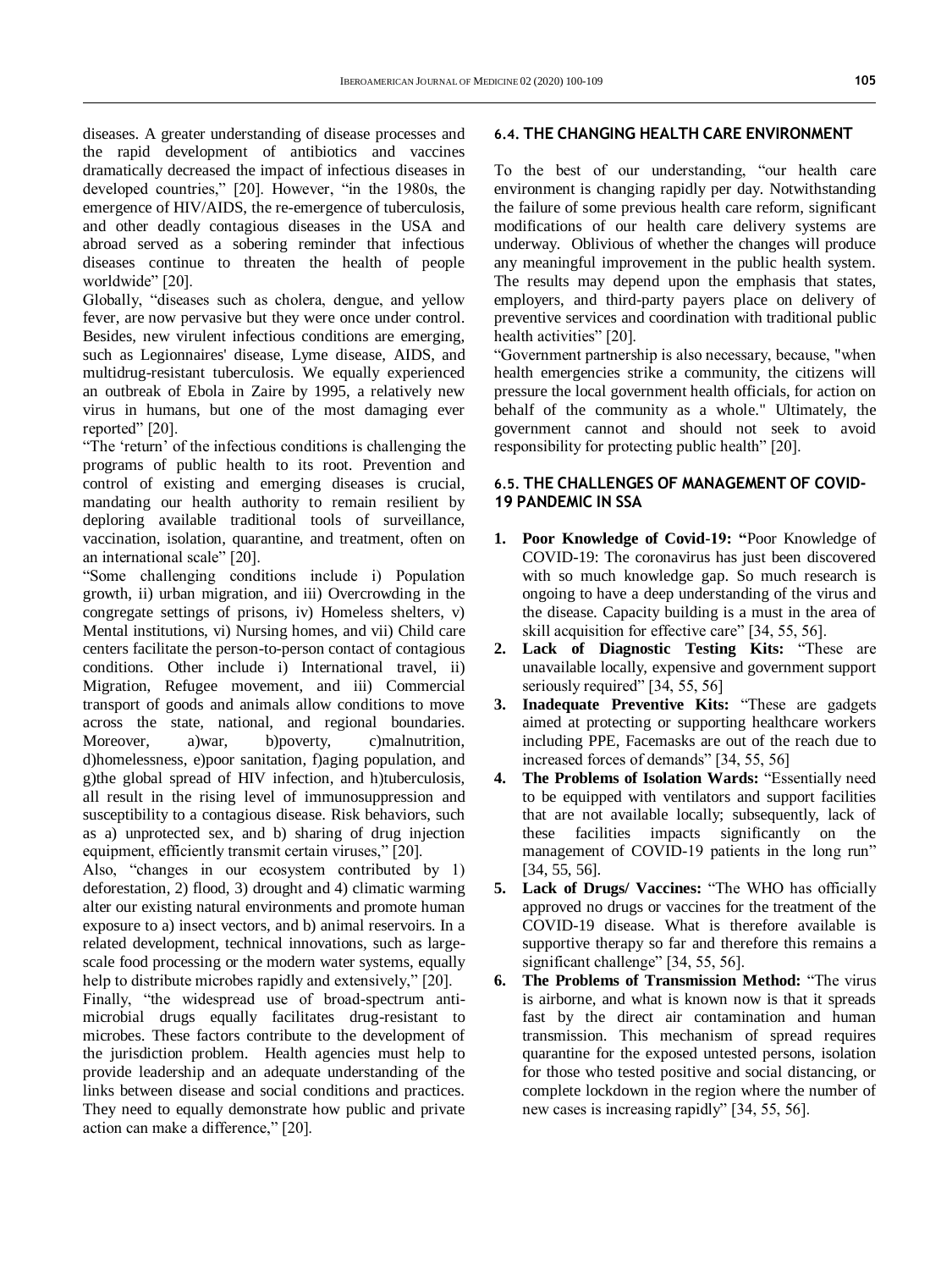diseases. A greater understanding of disease processes and the rapid development of antibiotics and vaccines dramatically decreased the impact of infectious diseases in developed countries," [20]. However, "in the 1980s, the emergence of HIV/AIDS, the re-emergence of tuberculosis, and other deadly contagious diseases in the USA and abroad served as a sobering reminder that infectious diseases continue to threaten the health of people worldwide" [20].

Globally, "diseases such as cholera, dengue, and yellow fever, are now pervasive but they were once under control. Besides, new virulent infectious conditions are emerging, such as Legionnaires' disease, Lyme disease, AIDS, and multidrug-resistant tuberculosis. We equally experienced an outbreak of Ebola in Zaire by 1995, a relatively new virus in humans, but one of the most damaging ever reported" [20].

"The 'return' of the infectious conditions is challenging the programs of public health to its root. Prevention and control of existing and emerging diseases is crucial, mandating our health authority to remain resilient by deploring available traditional tools of surveillance, vaccination, isolation, quarantine, and treatment, often on an international scale" [20].

"Some challenging conditions include i) Population growth, ii) urban migration, and iii) Overcrowding in the congregate settings of prisons, iv) Homeless shelters, v) Mental institutions, vi) Nursing homes, and vii) Child care centers facilitate the person-to-person contact of contagious conditions. Other include i) International travel, ii) Migration, Refugee movement, and iii) Commercial transport of goods and animals allow conditions to move across the state, national, and regional boundaries. Moreover, a)war, b)poverty, c)malnutrition, d)homelessness, e)poor sanitation, f)aging population, and g)the global spread of HIV infection, and h)tuberculosis, all result in the rising level of immunosuppression and susceptibility to a contagious disease. Risk behaviors, such as a) unprotected sex, and b) sharing of drug injection equipment, efficiently transmit certain viruses," [20].

Also, "changes in our ecosystem contributed by 1) deforestation, 2) flood, 3) drought and 4) climatic warming alter our existing natural environments and promote human exposure to a) insect vectors, and b) animal reservoirs. In a related development, technical innovations, such as large-scale food processing or the modern water systems, equally help to distribute microbes rapidly and extensively," [20].

Finally, "the widespread use of broad-spectrum anti-microbial drugs equally facilitates drug-resistant to microbes. These factors contribute to the development of the jurisdiction problem. Health agencies must help to provide leadership and an adequate understanding of the links between disease and social conditions and practices. They need to equally demonstrate how public and private action can make a difference," [20].

### 6.4. THE CHANGING HEALTH CARE ENVIRONMENT

To the best of our understanding, "our health care environment is changing rapidly per day. Notwithstanding the failure of some previous health care reform, significant modifications of our health care delivery systems are underway. Oblivious of whether the changes will produce any meaningful improvement in the public health system. The results may depend upon the emphasis that states, employers, and third-party payers place on delivery of preventive services and coordination with traditional public health activities" [20].

"Government partnership is also necessary, because, "when health emergencies strike a community, the citizens will pressure the local government health officials, for action on behalf of the community as a whole." Ultimately, the government cannot and should not seek to avoid responsibility for protecting public health" [20].

### 6.5. THE CHALLENGES OF MANAGEMENT OF COVID-19 PANDEMIC IN SSA

1. **Poor Knowledge of Covid-19: "**Poor Knowledge of COVID-19: The coronavirus has just been discovered with so much knowledge gap. So much research is ongoing to have a deep understanding of the virus and the disease. Capacity building is a must in the area of skill acquisition for effective care" [34, 55, 56].
2. **Lack of Diagnostic Testing Kits:** "These are unavailable locally, expensive and government support seriously required" [34, 55, 56]
3. **Inadequate Preventive Kits:** "These are gadgets aimed at protecting or supporting healthcare workers including PPE, Facemasks are out of the reach due to increased forces of demands" [34, 55, 56]
4. **The Problems of Isolation Wards:** "Essentially need to be equipped with ventilators and support facilities that are not available locally; subsequently, lack of these facilities impacts significantly on the management of COVID-19 patients in the long run" [34, 55, 56].
5. **Lack of Drugs/ Vaccines:** "The WHO has officially approved no drugs or vaccines for the treatment of the COVID-19 disease. What is therefore available is supportive therapy so far and therefore this remains a significant challenge" [34, 55, 56].
6. **The Problems of Transmission Method:** "The virus is airborne, and what is known now is that it spreads fast by the direct air contamination and human transmission. This mechanism of spread requires quarantine for the exposed untested persons, isolation for those who tested positive and social distancing, or complete lockdown in the region where the number of new cases is increasing rapidly" [34, 55, 56].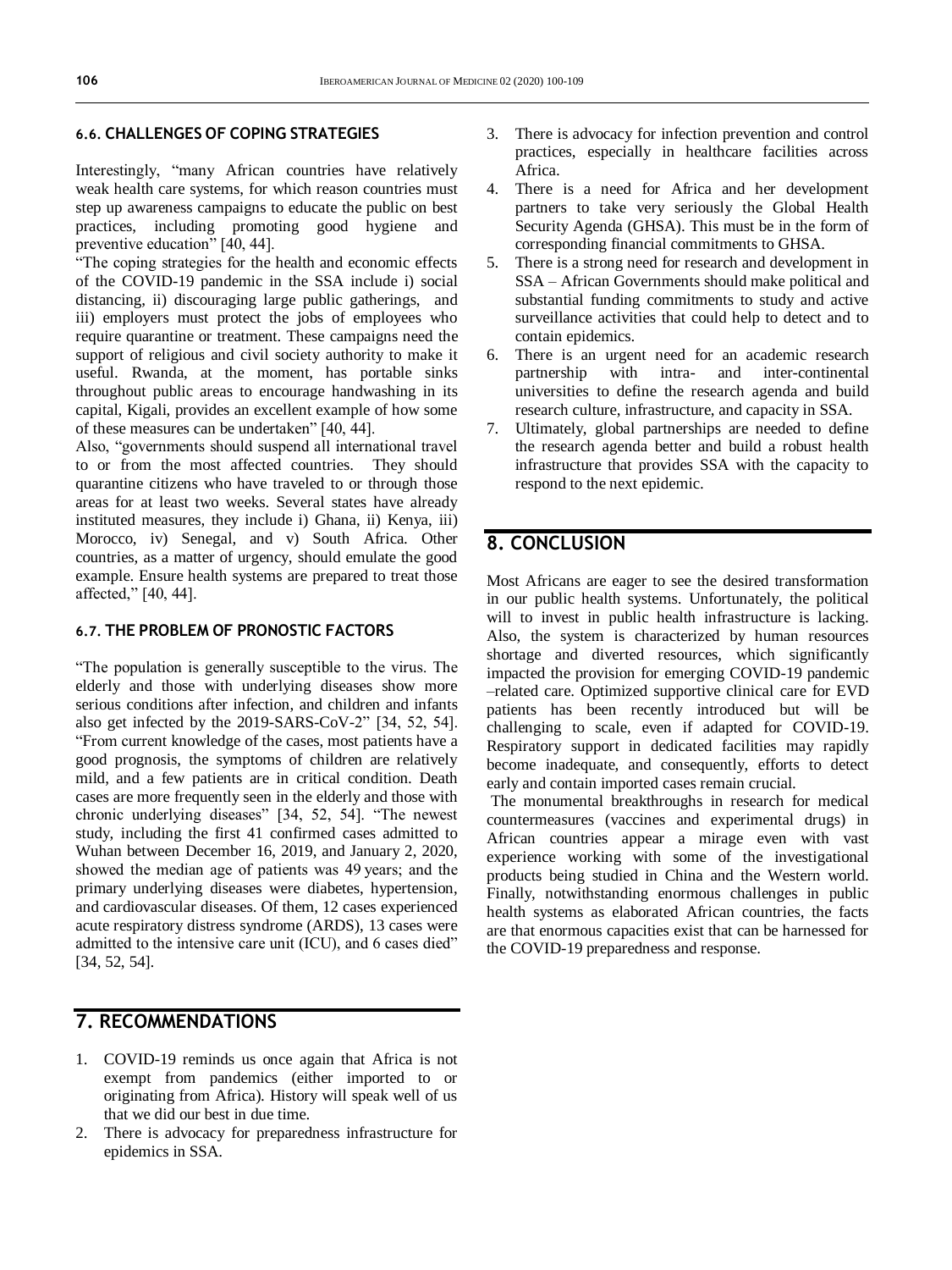### 6.6. CHALLENGES OF COPING STRATEGIES

Interestingly, "many African countries have relatively weak health care systems, for which reason countries must step up awareness campaigns to educate the public on best practices, including promoting good hygiene and preventive education" [40, 44].

"The coping strategies for the health and economic effects of the COVID-19 pandemic in the SSA include i) social distancing, ii) discouraging large public gatherings, and iii) employers must protect the jobs of employees who require quarantine or treatment. These campaigns need the support of religious and civil society authority to make it useful. Rwanda, at the moment, has portable sinks throughout public areas to encourage handwashing in its capital, Kigali, provides an excellent example of how some of these measures can be undertaken" [40, 44].

Also, "governments should suspend all international travel to or from the most affected countries. They should quarantine citizens who have traveled to or through those areas for at least two weeks. Several states have already instituted measures, they include i) Ghana, ii) Kenya, iii) Morocco, iv) Senegal, and v) South Africa. Other countries, as a matter of urgency, should emulate the good example. Ensure health systems are prepared to treat those affected," [40, 44].

### 6.7. THE PROBLEM OF PRONOSTIC FACTORS

"The population is generally susceptible to the virus. The elderly and those with underlying diseases show more serious conditions after infection, and children and infants also get infected by the 2019-SARS-CoV-2" [34, 52, 54]. "From current knowledge of the cases, most patients have a good prognosis, the symptoms of children are relatively mild, and a few patients are in critical condition. Death cases are more frequently seen in the elderly and those with chronic underlying diseases" [34, 52, 54]. "The newest study, including the first 41 confirmed cases admitted to Wuhan between December 16, 2019, and January 2, 2020, showed the median age of patients was 49 years; and the primary underlying diseases were diabetes, hypertension, and cardiovascular diseases. Of them, 12 cases experienced acute respiratory distress syndrome (ARDS), 13 cases were admitted to the intensive care unit (ICU), and 6 cases died" [34, 52, 54].

## 7. RECOMMENDATIONS

1. COVID-19 reminds us once again that Africa is not exempt from pandemics (either imported to or originating from Africa). History will speak well of us that we did our best in due time.
2. There is advocacy for preparedness infrastructure for epidemics in SSA.
3. There is advocacy for infection prevention and control practices, especially in healthcare facilities across Africa.
4. There is a need for Africa and her development partners to take very seriously the Global Health Security Agenda (GHSA). This must be in the form of corresponding financial commitments to GHSA.
5. There is a strong need for research and development in SSA – African Governments should make political and substantial funding commitments to study and active surveillance activities that could help to detect and to contain epidemics.
6. There is an urgent need for an academic research partnership with intra- and inter-continental universities to define the research agenda and build research culture, infrastructure, and capacity in SSA.
7. Ultimately, global partnerships are needed to define the research agenda better and build a robust health infrastructure that provides SSA with the capacity to respond to the next epidemic.

## 8. CONCLUSION

Most Africans are eager to see the desired transformation in our public health systems. Unfortunately, the political will to invest in public health infrastructure is lacking. Also, the system is characterized by human resources shortage and diverted resources, which significantly impacted the provision for emerging COVID-19 pandemic –related care. Optimized supportive clinical care for EVD patients has been recently introduced but will be challenging to scale, even if adapted for COVID-19. Respiratory support in dedicated facilities may rapidly become inadequate, and consequently, efforts to detect early and contain imported cases remain crucial.

The monumental breakthroughs in research for medical countermeasures (vaccines and experimental drugs) in African countries appear a mirage even with vast experience working with some of the investigational products being studied in China and the Western world. Finally, notwithstanding enormous challenges in public health systems as elaborated African countries, the facts are that enormous capacities exist that can be harnessed for the COVID-19 preparedness and response.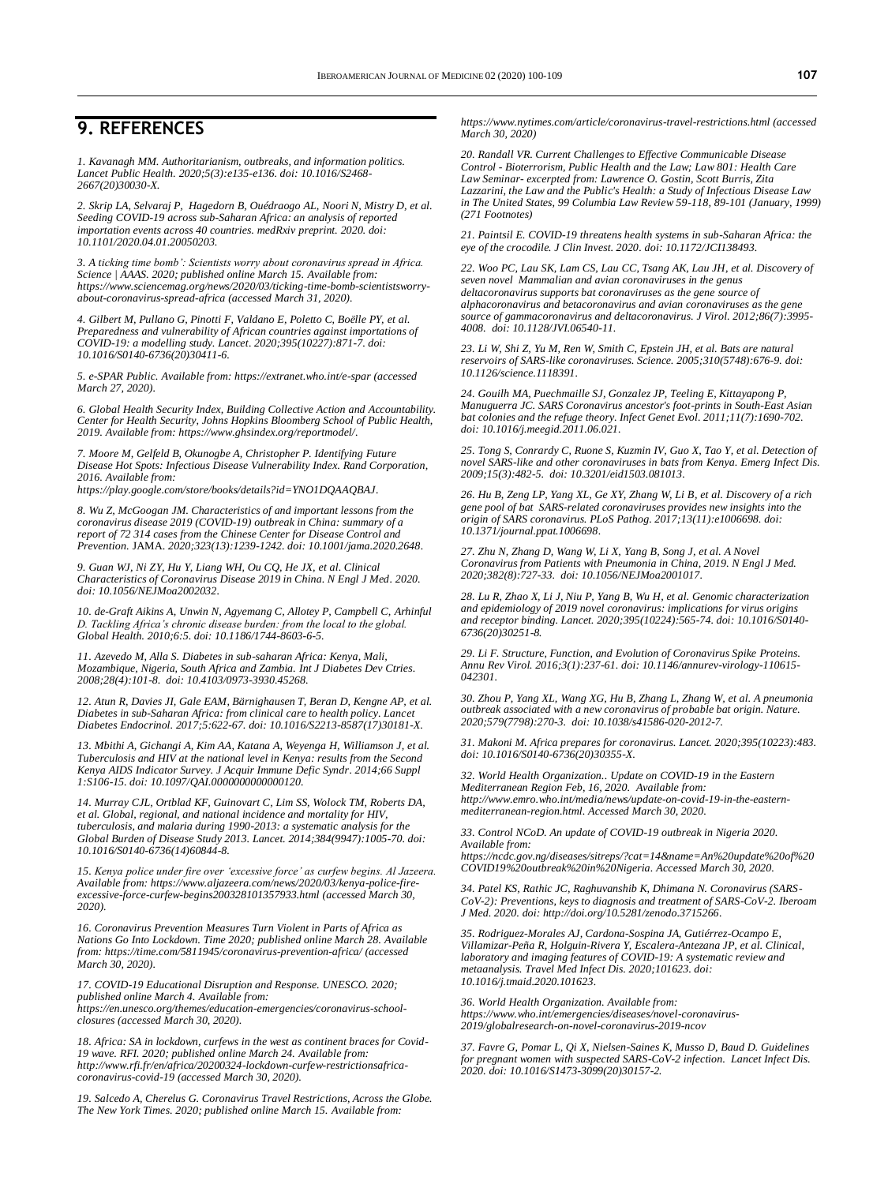## 9. REFERENCES

*1. Kavanagh MM. Authoritarianism, outbreaks, and information politics. Lancet Public Health. 2020;5(3):e135-e136. doi: 10.1016/S2468-2667(20)30030-X.*

*2. Skrip LA, Selvaraj P, Hagedorn B, Ouédraogo AL, Noori N, Mistry D, et al. Seeding COVID-19 across sub-Saharan Africa: an analysis of reported importation events across 40 countries. medRxiv preprint. 2020. doi: 10.1101/2020.04.01.20050203.*

*3. A ticking time bomb': Scientists worry about coronavirus spread in Africa. Science | AAAS. 2020; published online March 15. Available from: https://www.sciencemag.org/news/2020/03/ticking-time-bomb-scientistsworry-about-coronavirus-spread-africa (accessed March 31, 2020).*

*4. Gilbert M, Pullano G, Pinotti F, Valdano E, Poletto C, Boëlle PY, et al. Preparedness and vulnerability of African countries against importations of COVID-19: a modelling study. Lancet. 2020;395(10227):871-7. doi: 10.1016/S0140-6736(20)30411-6.*

*5. e-SPAR Public. Available from: https://extranet.who.int/e-spar (accessed March 27, 2020).*

*6. Global Health Security Index, Building Collective Action and Accountability. Center for Health Security, Johns Hopkins Bloomberg School of Public Health, 2019. Available from: https://www.ghsindex.org/reportmodel/.*

*7. Moore M, Gelfeld B, Okunogbe A, Christopher P. Identifying Future Disease Hot Spots: Infectious Disease Vulnerability Index. Rand Corporation, 2016. Available from: https://play.google.com/store/books/details?id=YNO1DQAAQBAJ.*

*8. Wu Z, McGoogan JM. Characteristics of and important lessons from the coronavirus disease 2019 (COVID-19) outbreak in China: summary of a report of 72 314 cases from the Chinese Center for Disease Control and Prevention.* JAMA. *2020;323(13):1239-1242. doi: 10.1001/jama.2020.2648.*

*9. Guan WJ, Ni ZY, Hu Y, Liang WH, Ou CQ, He JX, et al. Clinical Characteristics of Coronavirus Disease 2019 in China. N Engl J Med. 2020. doi: 10.1056/NEJMoa2002032.*

*10. de-Graft Aikins A, Unwin N, Agyemang C, Allotey P, Campbell C, Arhinful D. Tackling Africa's chronic disease burden: from the local to the global. Global Health. 2010;6:5. doi: 10.1186/1744-8603-6-5.*

*11. Azevedo M, Alla S. Diabetes in sub-saharan Africa: Kenya, Mali, Mozambique, Nigeria, South Africa and Zambia. Int J Diabetes Dev Ctries. 2008;28(4):101-8. doi: 10.4103/0973-3930.45268.*

*12. Atun R, Davies JI, Gale EAM, Bärnighausen T, Beran D, Kengne AP, et al. Diabetes in sub-Saharan Africa: from clinical care to health policy. Lancet Diabetes Endocrinol. 2017;5:622-67. doi: 10.1016/S2213-8587(17)30181-X.*

*13. Mbithi A, Gichangi A, Kim AA, Katana A, Weyenga H, Williamson J, et al. Tuberculosis and HIV at the national level in Kenya: results from the Second Kenya AIDS Indicator Survey. J Acquir Immune Defic Syndr. 2014;66 Suppl 1:S106-15. doi: 10.1097/QAI.0000000000000120.*

*14. Murray CJL, Ortblad KF, Guinovart C, Lim SS, Wolock TM, Roberts DA, et al. Global, regional, and national incidence and mortality for HIV, tuberculosis, and malaria during 1990-2013: a systematic analysis for the Global Burden of Disease Study 2013. Lancet. 2014;384(9947):1005-70. doi: 10.1016/S0140-6736(14)60844-8.*

*15. Kenya police under fire over 'excessive force' as curfew begins. Al Jazeera. Available from: https://www.aljazeera.com/news/2020/03/kenya-police-fire-excessive-force-curfew-begins200328101357933.html (accessed March 30, 2020).*

*16. Coronavirus Prevention Measures Turn Violent in Parts of Africa as Nations Go Into Lockdown. Time 2020; published online March 28. Available from: https://time.com/5811945/coronavirus-prevention-africa/ (accessed March 30, 2020).*

*17. COVID-19 Educational Disruption and Response. UNESCO. 2020; published online March 4. Available from: https://en.unesco.org/themes/education-emergencies/coronavirus-school-closures (accessed March 30, 2020).*

*18. Africa: SA in lockdown, curfews in the west as continent braces for Covid-19 wave. RFI. 2020; published online March 24. Available from: http://www.rfi.fr/en/africa/20200324-lockdown-curfew-restrictionsafrica-coronavirus-covid-19 (accessed March 30, 2020).*

*19. Salcedo A, Cherelus G. Coronavirus Travel Restrictions, Across the Globe. The New York Times. 2020; published online March 15. Available from: https://www.nytimes.com/article/coronavirus-travel-restrictions.html (accessed March 30, 2020)*

*20. Randall VR. Current Challenges to Effective Communicable Disease Control - Bioterrorism, Public Health and the Law; Law 801: Health Care Law Seminar- excerpted from: Lawrence O. Gostin, Scott Burris, Zita Lazzarini, the Law and the Public's Health: a Study of Infectious Disease Law in The United States, 99 Columbia Law Review 59-118, 89-101 (January, 1999) (271 Footnotes)*

*21. Paintsil E. COVID-19 threatens health systems in sub-Saharan Africa: the eye of the crocodile. J Clin Invest. 2020. doi: 10.1172/JCI138493.*

*22. Woo PC, Lau SK, Lam CS, Lau CC, Tsang AK, Lau JH, et al. Discovery of seven novel Mammalian and avian coronaviruses in the genus deltacoronavirus supports bat coronaviruses as the gene source of alphacoronavirus and betacoronavirus and avian coronaviruses as the gene source of gammacoronavirus and deltacoronavirus. J Virol. 2012;86(7):3995-4008. doi: 10.1128/JVI.06540-11.*

*23. Li W, Shi Z, Yu M, Ren W, Smith C, Epstein JH, et al. Bats are natural reservoirs of SARS-like coronaviruses. Science. 2005;310(5748):676-9. doi: 10.1126/science.1118391.*

*24. Gouilh MA, Puechmaille SJ, Gonzalez JP, Teeling E, Kittayapong P, Manuguerra JC. SARS Coronavirus ancestor's foot-prints in South-East Asian bat colonies and the refuge theory. Infect Genet Evol. 2011;11(7):1690-702. doi: 10.1016/j.meegid.2011.06.021.*

*25. Tong S, Conrardy C, Ruone S, Kuzmin IV, Guo X, Tao Y, et al. Detection of novel SARS-like and other coronaviruses in bats from Kenya. Emerg Infect Dis. 2009;15(3):482-5. doi: 10.3201/eid1503.081013.*

*26. Hu B, Zeng LP, Yang XL, Ge XY, Zhang W, Li B, et al. Discovery of a rich gene pool of bat SARS-related coronaviruses provides new insights into the origin of SARS coronavirus. PLoS Pathog. 2017;13(11):e1006698. doi: 10.1371/journal.ppat.1006698.*

*27. Zhu N, Zhang D, Wang W, Li X, Yang B, Song J, et al. A Novel Coronavirus from Patients with Pneumonia in China, 2019. N Engl J Med. 2020;382(8):727-33. doi: 10.1056/NEJMoa2001017.*

*28. Lu R, Zhao X, Li J, Niu P, Yang B, Wu H, et al. Genomic characterization and epidemiology of 2019 novel coronavirus: implications for virus origins and receptor binding. Lancet. 2020;395(10224):565-74. doi: 10.1016/S0140-6736(20)30251-8.*

*29. Li F. Structure, Function, and Evolution of Coronavirus Spike Proteins. Annu Rev Virol. 2016;3(1):237-61. doi: 10.1146/annurev-virology-110615-042301.*

*30. Zhou P, Yang XL, Wang XG, Hu B, Zhang L, Zhang W, et al. A pneumonia outbreak associated with a new coronavirus of probable bat origin. Nature. 2020;579(7798):270-3. doi: 10.1038/s41586-020-2012-7.*

*31. Makoni M. Africa prepares for coronavirus. Lancet. 2020;395(10223):483. doi: 10.1016/S0140-6736(20)30355-X.*

*32. World Health Organization.. Update on COVID-19 in the Eastern Mediterranean Region Feb, 16, 2020. Available from: http://www.emro.who.int/media/news/update-on-covid-19-in-the-eastern-mediterranean-region.html. Accessed March 30, 2020.*

*33. Control NCoD. An update of COVID-19 outbreak in Nigeria 2020. Available from: https://ncdc.gov.ng/diseases/sitreps/?cat=14&name=An%20update%20of%20COVID19%20outbreak%20in%20Nigeria. Accessed March 30, 2020.*

*34. Patel KS, Rathic JC, Raghuvanshib K, Dhimana N. Coronavirus (SARS-CoV-2): Preventions, keys to diagnosis and treatment of SARS-CoV-2. Iberoam J Med. 2020. doi: http://doi.org/10.5281/zenodo.3715266.*

*35. Rodriguez-Morales AJ, Cardona-Sospina JA, Gutiérrez-Ocampo E, Villamizar-Peña R, Holguin-Rivera Y, Escalera-Antezana JP, et al. Clinical, laboratory and imaging features of COVID-19: A systematic review and metaanalysis. Travel Med Infect Dis. 2020;101623. doi: 10.1016/j.tmaid.2020.101623.*

*36. World Health Organization. Available from: https://www.who.int/emergencies/diseases/novel-coronavirus-2019/globalresearch-on-novel-coronavirus-2019-ncov*

*37. Favre G, Pomar L, Qi X, Nielsen-Saines K, Musso D, Baud D. Guidelines for pregnant women with suspected SARS-CoV-2 infection. Lancet Infect Dis. 2020. doi: 10.1016/S1473-3099(20)30157-2.*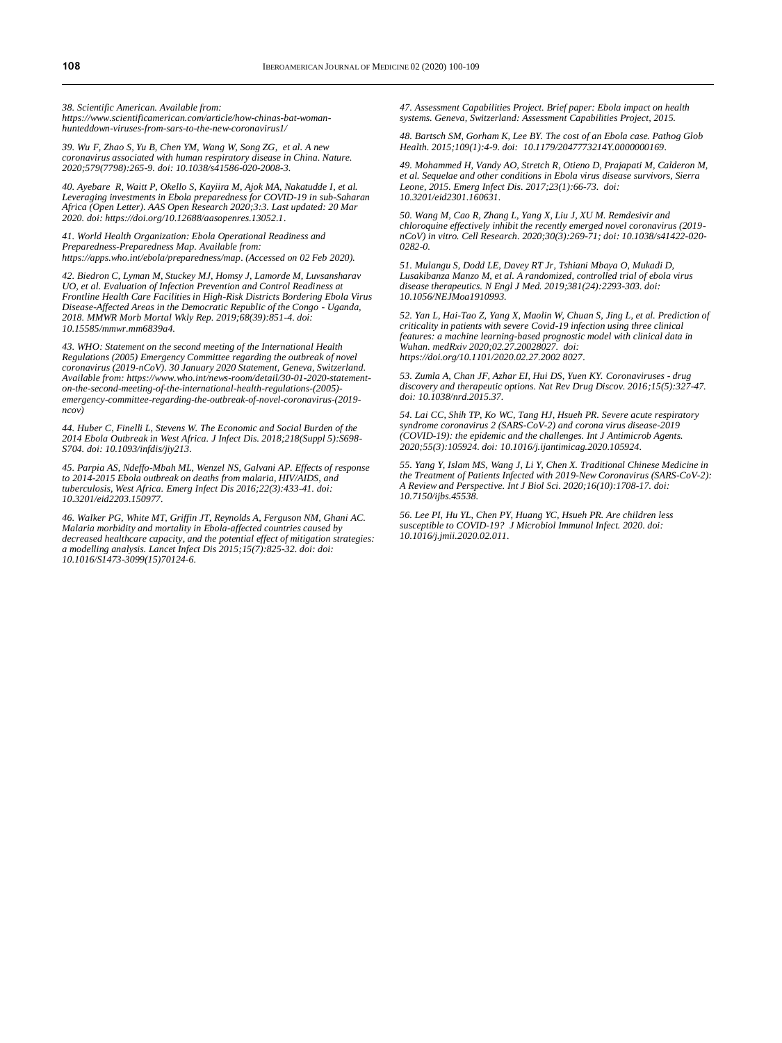*38. Scientific American. Available from: https://www.scientificamerican.com/article/how-chinas-bat-woman-hunteddown-viruses-from-sars-to-the-new-coronavirus1/*

*39. Wu F, Zhao S, Yu B, Chen YM, Wang W, Song ZG, et al. A new coronavirus associated with human respiratory disease in China. Nature. 2020;579(7798):265-9. doi: 10.1038/s41586-020-2008-3.*

*40. Ayebare R, Waitt P, Okello S, Kayiira M, Ajok MA, Nakatudde I, et al. Leveraging investments in Ebola preparedness for COVID-19 in sub-Saharan Africa (Open Letter). AAS Open Research 2020;3:3. Last updated: 20 Mar 2020. doi: https://doi.org/10.12688/aasopenres.13052.1.*

*41. World Health Organization: Ebola Operational Readiness and Preparedness-Preparedness Map. Available from: https://apps.who.int/ebola/preparedness/map. (Accessed on 02 Feb 2020).*

*42. Biedron C, Lyman M, Stuckey MJ, Homsy J, Lamorde M, Luvsansharav UO, et al. Evaluation of Infection Prevention and Control Readiness at Frontline Health Care Facilities in High-Risk Districts Bordering Ebola Virus Disease-Affected Areas in the Democratic Republic of the Congo - Uganda, 2018. MMWR Morb Mortal Wkly Rep. 2019;68(39):851-4. doi: 10.15585/mmwr.mm6839a4.*

*43. WHO: Statement on the second meeting of the International Health Regulations (2005) Emergency Committee regarding the outbreak of novel coronavirus (2019-nCoV). 30 January 2020 Statement, Geneva, Switzerland. Available from: https://www.who.int/news-room/detail/30-01-2020-statement-on-the-second-meeting-of-the-international-health-regulations-(2005)-emergency-committee-regarding-the-outbreak-of-novel-coronavirus-(2019-ncov)*

*44. Huber C, Finelli L, Stevens W. The Economic and Social Burden of the 2014 Ebola Outbreak in West Africa. J Infect Dis. 2018;218(Suppl 5):S698-S704. doi: 10.1093/infdis/jiy213.*

*45. Parpia AS, Ndeffo-Mbah ML, Wenzel NS, Galvani AP. Effects of response to 2014-2015 Ebola outbreak on deaths from malaria, HIV/AIDS, and tuberculosis, West Africa. Emerg Infect Dis 2016;22(3):433-41. doi: 10.3201/eid2203.150977.*

*46. Walker PG, White MT, Griffin JT, Reynolds A, Ferguson NM, Ghani AC. Malaria morbidity and mortality in Ebola-affected countries caused by decreased healthcare capacity, and the potential effect of mitigation strategies: a modelling analysis. Lancet Infect Dis 2015;15(7):825-32. doi: doi: 10.1016/S1473-3099(15)70124-6.*

*47. Assessment Capabilities Project. Brief paper: Ebola impact on health systems. Geneva, Switzerland: Assessment Capabilities Project, 2015.*

*48. Bartsch SM, Gorham K, Lee BY. The cost of an Ebola case. Pathog Glob Health. 2015;109(1):4-9. doi: 10.1179/2047773214Y.0000000169.*

*49. Mohammed H, Vandy AO, Stretch R, Otieno D, Prajapati M, Calderon M, et al. Sequelae and other conditions in Ebola virus disease survivors, Sierra Leone, 2015. Emerg Infect Dis. 2017;23(1):66-73. doi: 10.3201/eid2301.160631.*

*50. Wang M, Cao R, Zhang L, Yang X, Liu J, XU M. Remdesivir and chloroquine effectively inhibit the recently emerged novel coronavirus (2019-nCoV) in vitro. Cell Research. 2020;30(3):269-71; doi: 10.1038/s41422-020-0282-0.*

*51. Mulangu S, Dodd LE, Davey RT Jr, Tshiani Mbaya O, Mukadi D, Lusakibanza Manzo M, et al. A randomized, controlled trial of ebola virus disease therapeutics. N Engl J Med. 2019;381(24):2293-303. doi: 10.1056/NEJMoa1910993.*

*52. Yan L, Hai-Tao Z, Yang X, Maolin W, Chuan S, Jing L, et al. Prediction of criticality in patients with severe Covid-19 infection using three clinical features: a machine learning-based prognostic model with clinical data in Wuhan. medRxiv 2020;02.27.20028027. doi: https://doi.org/10.1101/2020.02.27.2002 8027.*

*53. Zumla A, Chan JF, Azhar EI, Hui DS, Yuen KY. Coronaviruses - drug discovery and therapeutic options. Nat Rev Drug Discov. 2016;15(5):327-47. doi: 10.1038/nrd.2015.37.*

*54. Lai CC, Shih TP, Ko WC, Tang HJ, Hsueh PR. Severe acute respiratory syndrome coronavirus 2 (SARS-CoV-2) and corona virus disease-2019 (COVID-19): the epidemic and the challenges. Int J Antimicrob Agents. 2020;55(3):105924. doi: 10.1016/j.ijantimicag.2020.105924.*

*55. Yang Y, Islam MS, Wang J, Li Y, Chen X. Traditional Chinese Medicine in the Treatment of Patients Infected with 2019-New Coronavirus (SARS-CoV-2): A Review and Perspective. Int J Biol Sci. 2020;16(10):1708-17. doi: 10.7150/ijbs.45538.*

*56. Lee PI, Hu YL, Chen PY, Huang YC, Hsueh PR. Are children less susceptible to COVID-19? J Microbiol Immunol Infect. 2020. doi: 10.1016/j.jmii.2020.02.011.*